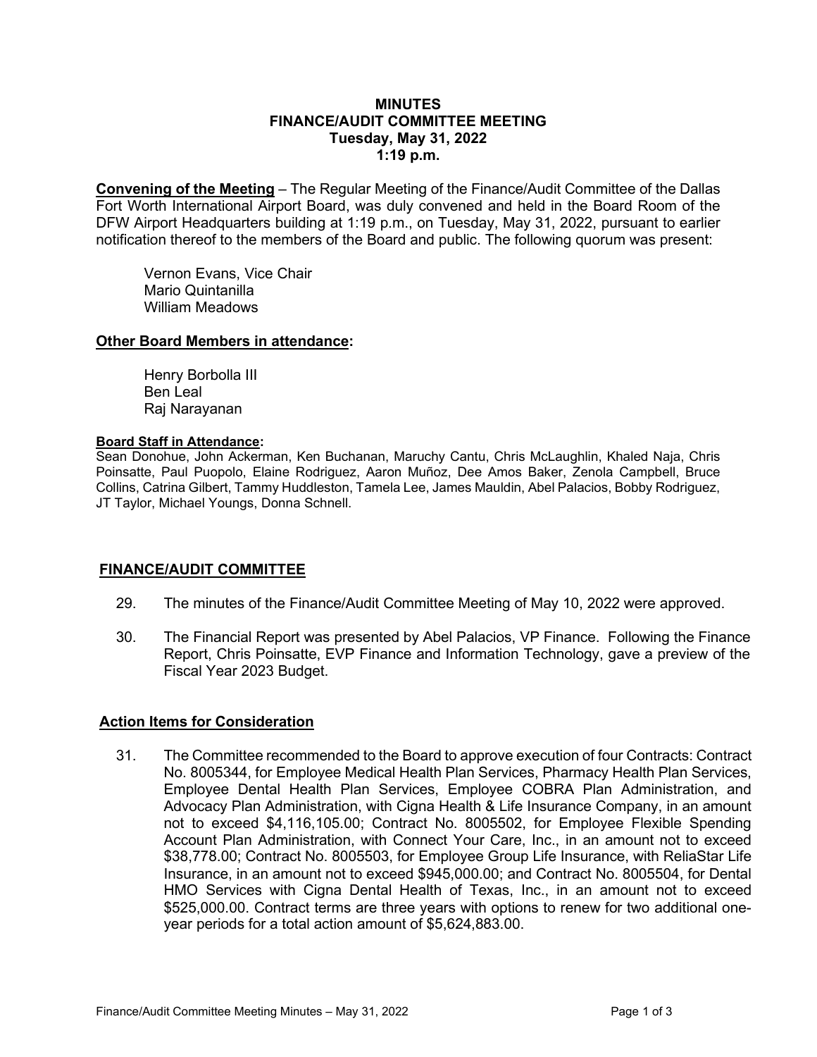# MINUTES
## FINANCE/AUDIT COMMITTEE MEETING
### Tuesday, May 31, 2022
### 1:19 p.m.

**Convening of the Meeting** – The Regular Meeting of the Finance/Audit Committee of the Dallas Fort Worth International Airport Board, was duly convened and held in the Board Room of the DFW Airport Headquarters building at 1:19 p.m., on Tuesday, May 31, 2022, pursuant to earlier notification thereof to the members of the Board and public. The following quorum was present:

Vernon Evans, Vice Chair
Mario Quintanilla
William Meadows

**Other Board Members in attendance:**

Henry Borbolla III
Ben Leal
Raj Narayanan

**Board Staff in Attendance:**
Sean Donohue, John Ackerman, Ken Buchanan, Maruchy Cantu, Chris McLaughlin, Khaled Naja, Chris Poinsatte, Paul Puopolo, Elaine Rodriguez, Aaron Muñoz, Dee Amos Baker, Zenola Campbell, Bruce Collins, Catrina Gilbert, Tammy Huddleston, Tamela Lee, James Mauldin, Abel Palacios, Bobby Rodriguez, JT Taylor, Michael Youngs, Donna Schnell.

## FINANCE/AUDIT COMMITTEE

29. The minutes of the Finance/Audit Committee Meeting of May 10, 2022 were approved.

30. The Financial Report was presented by Abel Palacios, VP Finance. Following the Finance Report, Chris Poinsatte, EVP Finance and Information Technology, gave a preview of the Fiscal Year 2023 Budget.

## Action Items for Consideration

31. The Committee recommended to the Board to approve execution of four Contracts: Contract No. 8005344, for Employee Medical Health Plan Services, Pharmacy Health Plan Services, Employee Dental Health Plan Services, Employee COBRA Plan Administration, and Advocacy Plan Administration, with Cigna Health & Life Insurance Company, in an amount not to exceed $4,116,105.00; Contract No. 8005502, for Employee Flexible Spending Account Plan Administration, with Connect Your Care, Inc., in an amount not to exceed $38,778.00; Contract No. 8005503, for Employee Group Life Insurance, with ReliaStar Life Insurance, in an amount not to exceed $945,000.00; and Contract No. 8005504, for Dental HMO Services with Cigna Dental Health of Texas, Inc., in an amount not to exceed $525,000.00. Contract terms are three years with options to renew for two additional one-year periods for a total action amount of $5,624,883.00.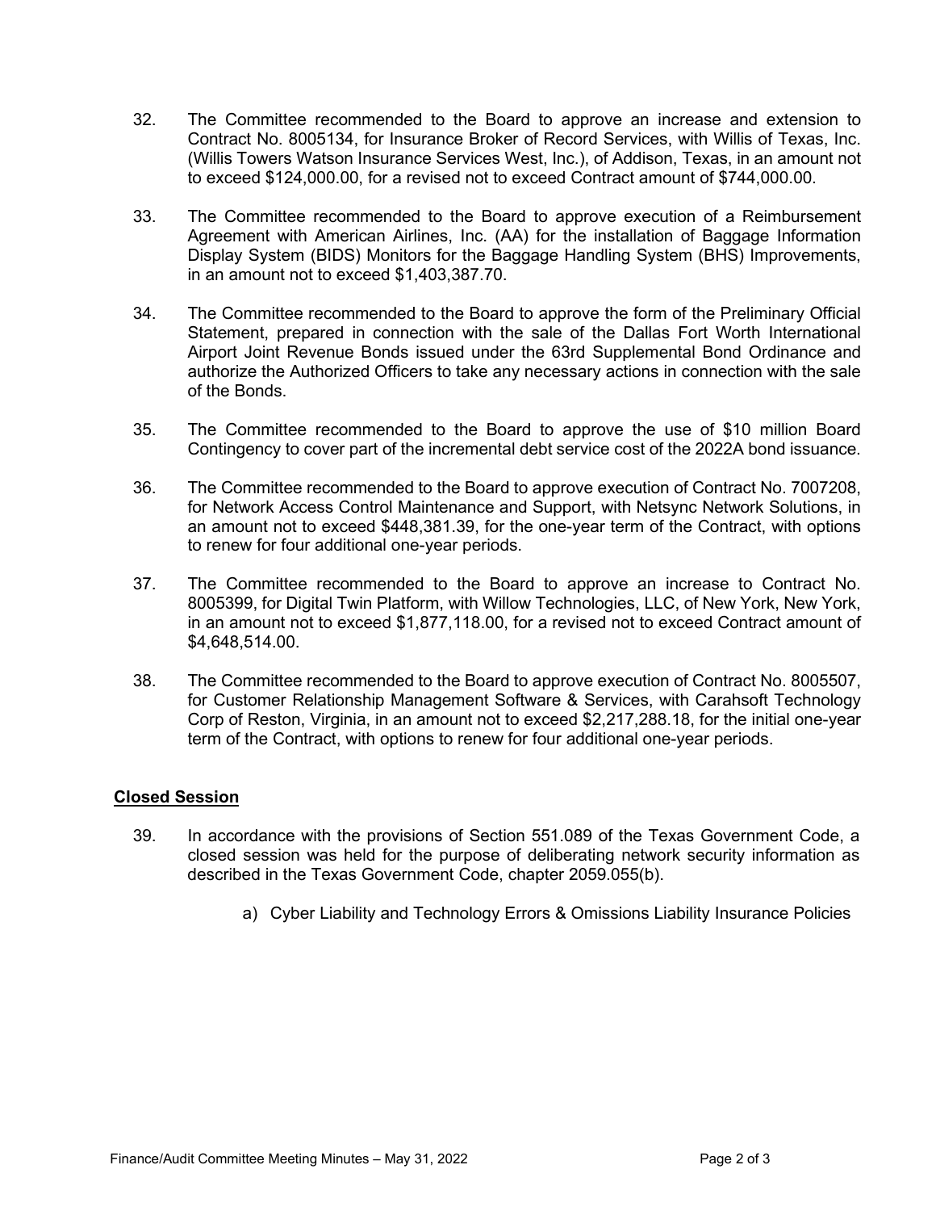32. The Committee recommended to the Board to approve an increase and extension to Contract No. 8005134, for Insurance Broker of Record Services, with Willis of Texas, Inc. (Willis Towers Watson Insurance Services West, Inc.), of Addison, Texas, in an amount not to exceed $124,000.00, for a revised not to exceed Contract amount of $744,000.00.

33. The Committee recommended to the Board to approve execution of a Reimbursement Agreement with American Airlines, Inc. (AA) for the installation of Baggage Information Display System (BIDS) Monitors for the Baggage Handling System (BHS) Improvements, in an amount not to exceed $1,403,387.70.

34. The Committee recommended to the Board to approve the form of the Preliminary Official Statement, prepared in connection with the sale of the Dallas Fort Worth International Airport Joint Revenue Bonds issued under the 63rd Supplemental Bond Ordinance and authorize the Authorized Officers to take any necessary actions in connection with the sale of the Bonds.

35. The Committee recommended to the Board to approve the use of $10 million Board Contingency to cover part of the incremental debt service cost of the 2022A bond issuance.

36. The Committee recommended to the Board to approve execution of Contract No. 7007208, for Network Access Control Maintenance and Support, with Netsync Network Solutions, in an amount not to exceed $448,381.39, for the one-year term of the Contract, with options to renew for four additional one-year periods.

37. The Committee recommended to the Board to approve an increase to Contract No. 8005399, for Digital Twin Platform, with Willow Technologies, LLC, of New York, New York, in an amount not to exceed $1,877,118.00, for a revised not to exceed Contract amount of $4,648,514.00.

38. The Committee recommended to the Board to approve execution of Contract No. 8005507, for Customer Relationship Management Software & Services, with Carahsoft Technology Corp of Reston, Virginia, in an amount not to exceed $2,217,288.18, for the initial one-year term of the Contract, with options to renew for four additional one-year periods.

**Closed Session**

39. In accordance with the provisions of Section 551.089 of the Texas Government Code, a closed session was held for the purpose of deliberating network security information as described in the Texas Government Code, chapter 2059.055(b).

    a) Cyber Liability and Technology Errors & Omissions Liability Insurance Policies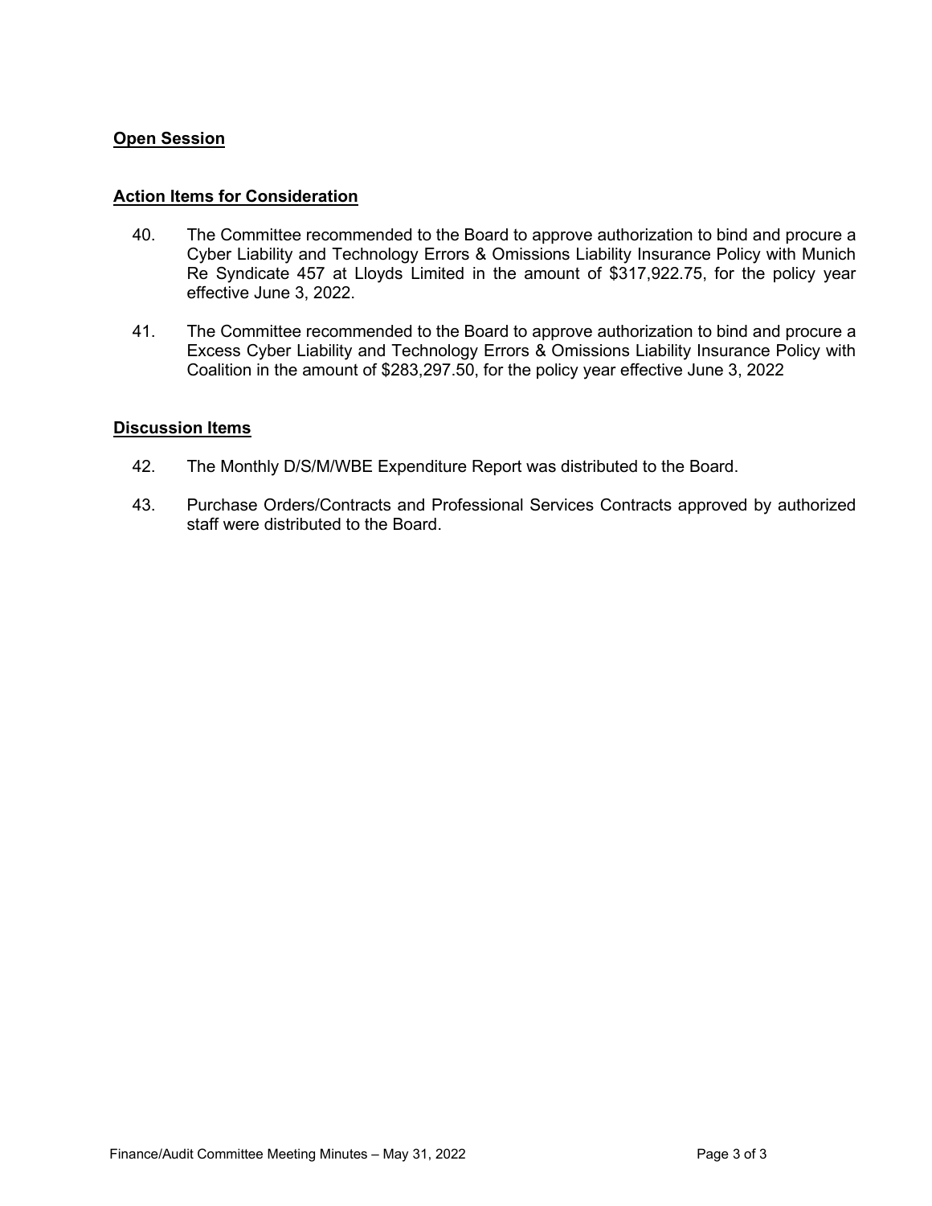**Open Session**

**Action Items for Consideration**

40. The Committee recommended to the Board to approve authorization to bind and procure a Cyber Liability and Technology Errors & Omissions Liability Insurance Policy with Munich Re Syndicate 457 at Lloyds Limited in the amount of $317,922.75, for the policy year effective June 3, 2022.

41. The Committee recommended to the Board to approve authorization to bind and procure a Excess Cyber Liability and Technology Errors & Omissions Liability Insurance Policy with Coalition in the amount of $283,297.50, for the policy year effective June 3, 2022

**Discussion Items**

42. The Monthly D/S/M/WBE Expenditure Report was distributed to the Board.

43. Purchase Orders/Contracts and Professional Services Contracts approved by authorized staff were distributed to the Board.